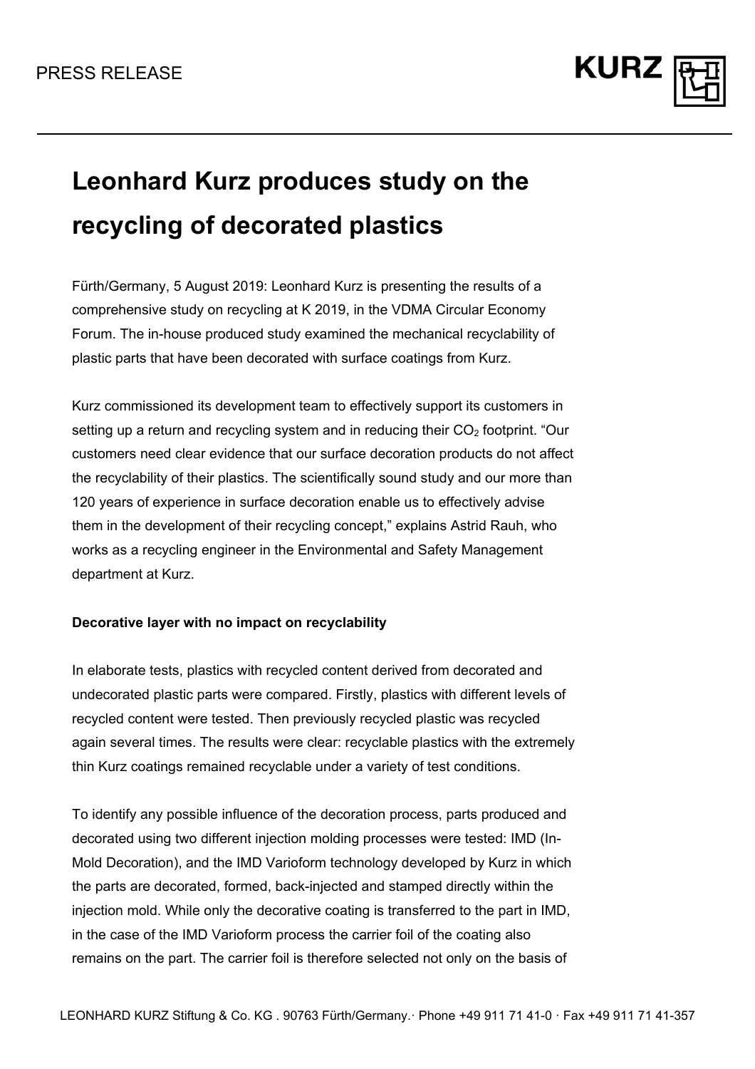PRESS RELEASE

# Leonhard Kurz produces study on the recycling of decorated plastics

Fürth/Germany, 5 August 2019: Leonhard Kurz is presenting the results of a comprehensive study on recycling at K 2019, in the VDMA Circular Economy Forum. The in-house produced study examined the mechanical recyclability of plastic parts that have been decorated with surface coatings from Kurz.

Kurz commissioned its development team to effectively support its customers in setting up a return and recycling system and in reducing their $CO_2$ footprint. "Our customers need clear evidence that our surface decoration products do not affect the recyclability of their plastics. The scientifically sound study and our more than 120 years of experience in surface decoration enable us to effectively advise them in the development of their recycling concept," explains Astrid Rauh, who works as a recycling engineer in the Environmental and Safety Management department at Kurz.

**Decorative layer with no impact on recyclability**

In elaborate tests, plastics with recycled content derived from decorated and undecorated plastic parts were compared. Firstly, plastics with different levels of recycled content were tested. Then previously recycled plastic was recycled again several times. The results were clear: recyclable plastics with the extremely thin Kurz coatings remained recyclable under a variety of test conditions.

To identify any possible influence of the decoration process, parts produced and decorated using two different injection molding processes were tested: IMD (In-Mold Decoration), and the IMD Varioform technology developed by Kurz in which the parts are decorated, formed, back-injected and stamped directly within the injection mold. While only the decorative coating is transferred to the part in IMD, in the case of the IMD Varioform process the carrier foil of the coating also remains on the part. The carrier foil is therefore selected not only on the basis of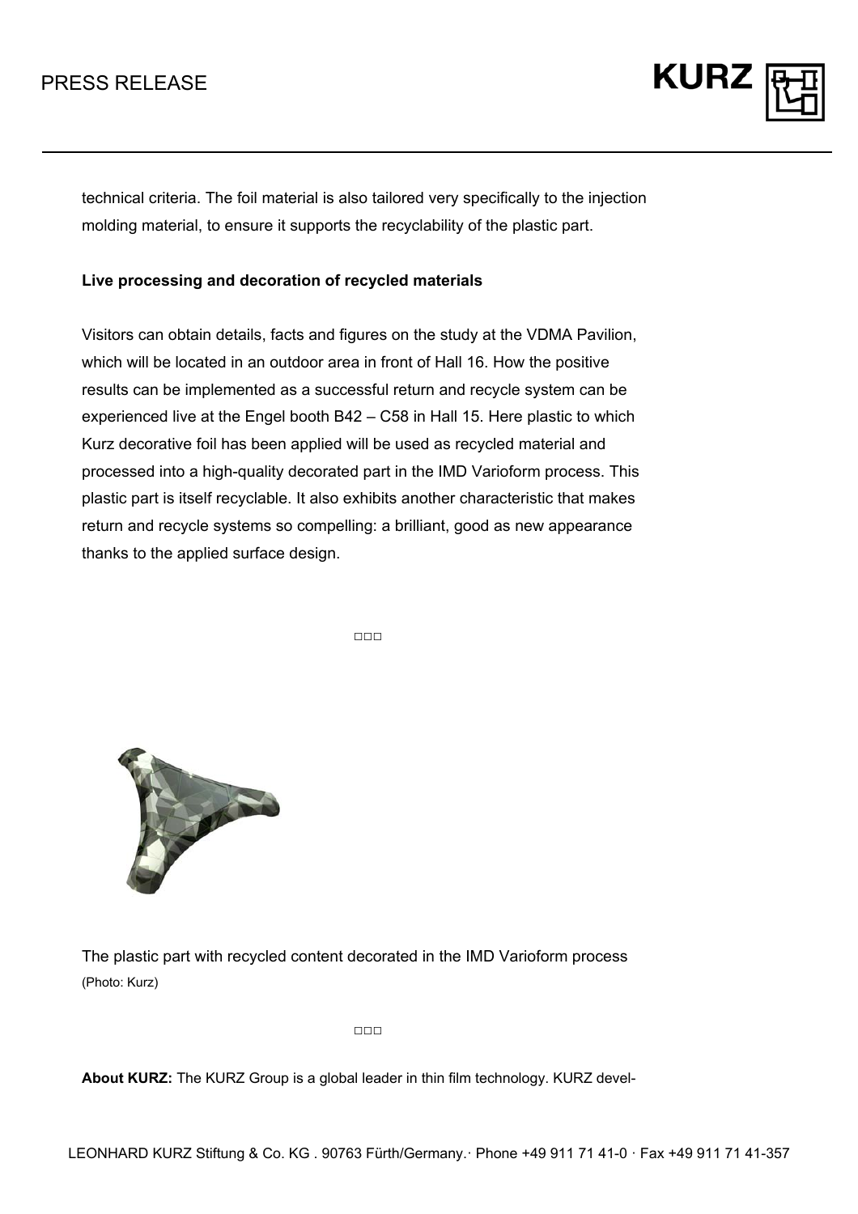technical criteria. The foil material is also tailored very specifically to the injection molding material, to ensure it supports the recyclability of the plastic part.

**Live processing and decoration of recycled materials**

Visitors can obtain details, facts and figures on the study at the VDMA Pavilion, which will be located in an outdoor area in front of Hall 16. How the positive results can be implemented as a successful return and recycle system can be experienced live at the Engel booth B42 – C58 in Hall 15. Here plastic to which Kurz decorative foil has been applied will be used as recycled material and processed into a high-quality decorated part in the IMD Varioform process. This plastic part is itself recyclable. It also exhibits another characteristic that makes return and recycle systems so compelling: a brilliant, good as new appearance thanks to the applied surface design.

□□□

The plastic part with recycled content decorated in the IMD Varioform process
(Photo: Kurz)

□□□

**About KURZ:** The KURZ Group is a global leader in thin film technology. KURZ devel-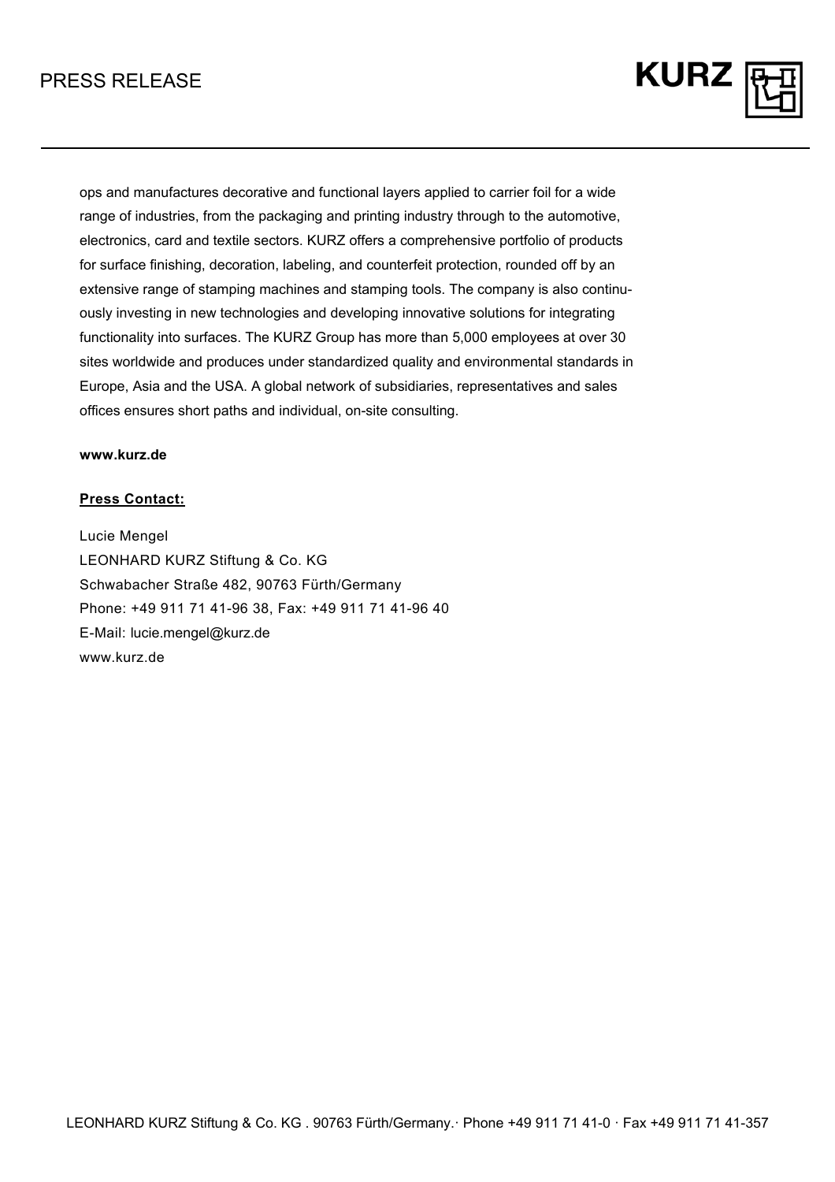ops and manufactures decorative and functional layers applied to carrier foil for a wide range of industries, from the packaging and printing industry through to the automotive, electronics, card and textile sectors. KURZ offers a comprehensive portfolio of products for surface finishing, decoration, labeling, and counterfeit protection, rounded off by an extensive range of stamping machines and stamping tools. The company is also continuously investing in new technologies and developing innovative solutions for integrating functionality into surfaces. The KURZ Group has more than 5,000 employees at over 30 sites worldwide and produces under standardized quality and environmental standards in Europe, Asia and the USA. A global network of subsidiaries, representatives and sales offices ensures short paths and individual, on-site consulting.

**www.kurz.de**

**Press Contact:**

Lucie Mengel
LEONHARD KURZ Stiftung & Co. KG
Schwabacher Straße 482, 90763 Fürth/Germany
Phone: +49 911 71 41-96 38, Fax: +49 911 71 41-96 40
E-Mail: lucie.mengel@kurz.de
www.kurz.de